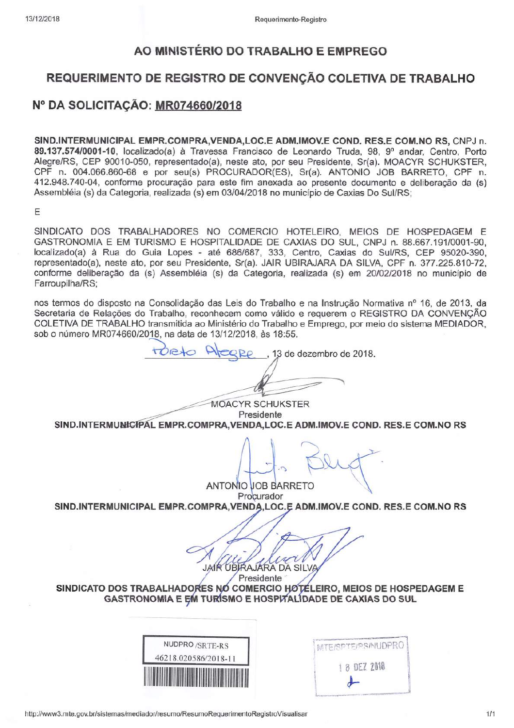# AO MINISTÉRIO DO TRABALHO E EMPREGO

## REQUERIMENTO DE REGISTRO DE CONVENÇÃO COLETIVA DE TRABALHO

## Nº DA SOLICITAÇÃO: MR074660/2018

**SIND.INTERMUNICIPAL EMPR.COMPRA,VENDA,LOC.E ADM.IMOV.E COND. RES.E COM.NO RS**, CNPJ n. **89.137.574/0001-10**, localizado(a) à Travessa Francisco de Leonardo Truda, 98, 9º andar, Centro, Porto Alegre/RS, CEP 90010-050, representado(a), neste ato, por seu Presidente, Sr(a). MOACYR SCHUKSTER, CPF n. 004.066.860-68 e por seu(s) PROCURADOR(ES), Sr(a). ANTONIO JOB BARRETO, CPF n. 412.948.740-04, conforme procuração para este fim anexada ao presente documento e deliberação da (s) Assembléia (s) da Categoria, realizada (s) em 03/04/2018 no município de Caxias Do Sul/RS;

E

SINDICATO DOS TRABALHADORES NO COMERCIO HOTELEIRO, MEIOS DE HOSPEDAGEM E GASTRONOMIA E EM TURISMO E HOSPITALIDADE DE CAXIAS DO SUL, CNPJ n. 88.667.191/0001-90, localizado(a) à Rua do Guia Lopes - até 686/687, 333, Centro, Caxias do Sul/RS, CEP 95020-390, representado(a), neste ato, por seu Presidente, Sr(a). JAIR UBIRAJARA DA SILVA, CPF n. 377.225.810-72, conforme deliberação da (s) Assembléia (s) da Categoria, realizada (s) em 20/02/2018 no município de Farroupilha/RS;

nos termos do disposto na Consolidação das Leis do Trabalho e na Instrução Normativa nº 16, de 2013, da Secretaria de Relações do Trabalho, reconhecem como válido e requerem o REGISTRO DA CONVENÇÃO COLETIVA DE TRABALHO transmitida ao Ministério do Trabalho e Emprego, por meio do sistema MEDIADOR, sob o número MR074660/2018, na data de 13/12/2018, às 18:55.

Porto Alegre, 13 de dezembro de 2018.

MOACYR SCHUKSTER
Presidente
**SIND.INTERMUNICIPAL EMPR.COMPRA,VENDA,LOC.E ADM.IMOV.E COND. RES.E COM.NO RS**

ANTONIO JOB BARRETO
Procurador
**SIND.INTERMUNICIPAL EMPR.COMPRA,VENDA,LOC.E ADM.IMOV.E COND. RES.E COM.NO RS**

JAIR UBIRAJARA DA SILVA
Presidente
**SINDICATO DOS TRABALHADORES NO COMERCIO HOTELEIRO, MEIOS DE HOSPEDAGEM E GASTRONOMIA E EM TURISMO E HOSPITALIDADE DE CAXIAS DO SUL**

NUDPRO /SRTE-RS
46218.020586/2018-11

MTE/SRTE/RS/NUDPRO
18 DEZ 2018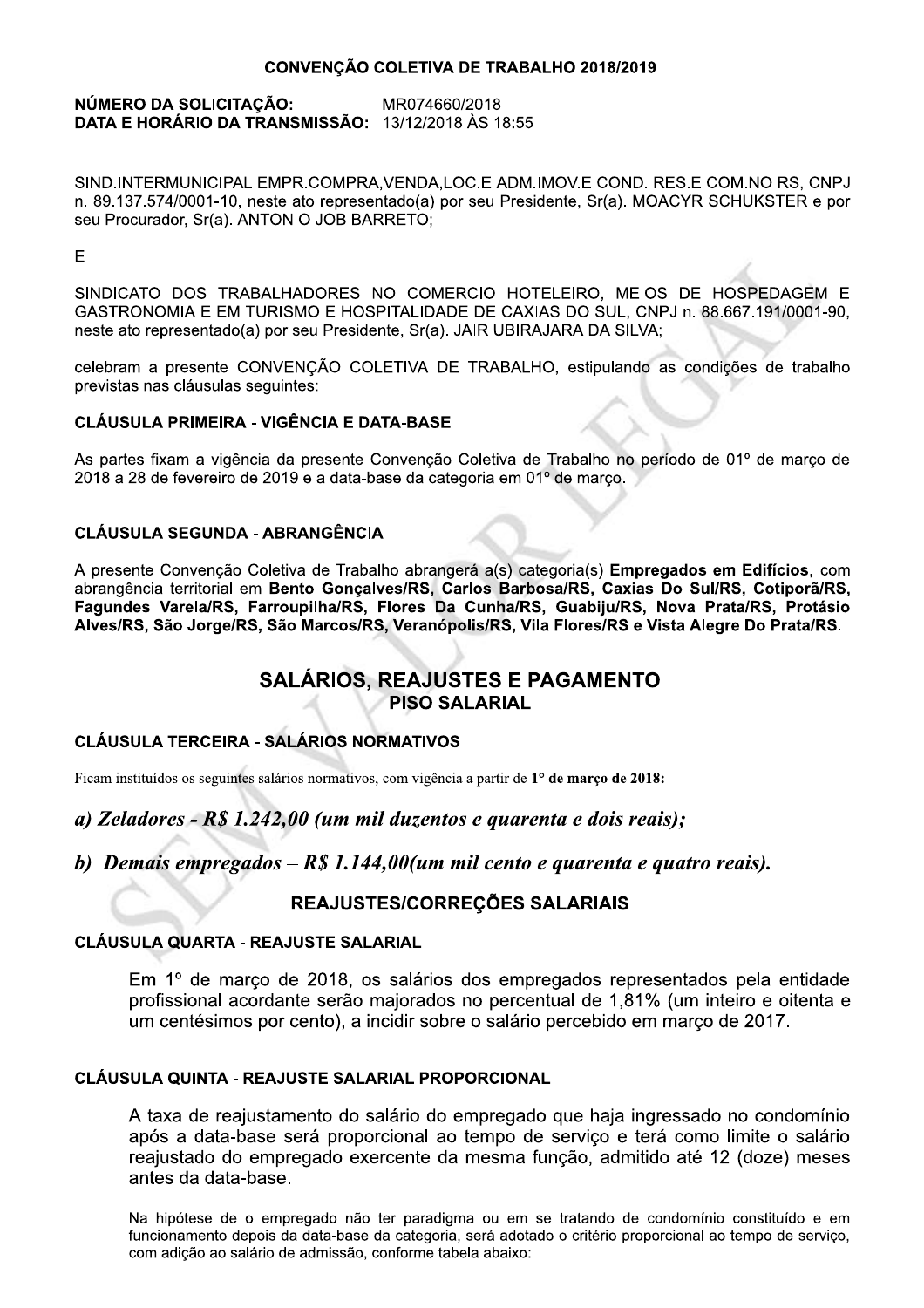**CONVENÇÃO COLETIVA DE TRABALHO 2018/2019**

**NÚMERO DA SOLICITAÇÃO:** MR074660/2018
**DATA E HORÁRIO DA TRANSMISSÃO:** 13/12/2018 ÀS 18:55

SIND.INTERMUNICIPAL EMPR.COMPRA,VENDA,LOC.E ADM.IMOV.E COND. RES.E COM.NO RS, CNPJ n. 89.137.574/0001-10, neste ato representado(a) por seu Presidente, Sr(a). MOACYR SCHUKSTER e por seu Procurador, Sr(a). ANTONIO JOB BARRETO;

E

SINDICATO DOS TRABALHADORES NO COMERCIO HOTELEIRO, MEIOS DE HOSPEDAGEM E GASTRONOMIA E EM TURISMO E HOSPITALIDADE DE CAXIAS DO SUL, CNPJ n. 88.667.191/0001-90, neste ato representado(a) por seu Presidente, Sr(a). JAIR UBIRAJARA DA SILVA;

celebram a presente CONVENÇÃO COLETIVA DE TRABALHO, estipulando as condições de trabalho previstas nas cláusulas seguintes:

**CLÁUSULA PRIMEIRA - VIGÊNCIA E DATA-BASE**

As partes fixam a vigência da presente Convenção Coletiva de Trabalho no período de 01º de março de 2018 a 28 de fevereiro de 2019 e a data-base da categoria em 01º de março.

**CLÁUSULA SEGUNDA - ABRANGÊNCIA**

A presente Convenção Coletiva de Trabalho abrangerá a(s) categoria(s) **Empregados em Edifícios**, com abrangência territorial em **Bento Gonçalves/RS, Carlos Barbosa/RS, Caxias Do Sul/RS, Cotiporã/RS, Fagundes Varela/RS, Farroupilha/RS, Flores Da Cunha/RS, Guabiju/RS, Nova Prata/RS, Protásio Alves/RS, São Jorge/RS, São Marcos/RS, Veranópolis/RS, Vila Flores/RS e Vista Alegre Do Prata/RS**.

## SALÁRIOS, REAJUSTES E PAGAMENTO

### PISO SALARIAL

**CLÁUSULA TERCEIRA - SALÁRIOS NORMATIVOS**

Ficam instituídos os seguintes salários normativos, com vigência a partir de **1° de março de 2018:**

***a) Zeladores - R$ 1.242,00 (um mil duzentos e quarenta e dois reais);***

***b) Demais empregados – R$ 1.144,00(um mil cento e quarenta e quatro reais).***

### REAJUSTES/CORREÇÕES SALARIAIS

**CLÁUSULA QUARTA - REAJUSTE SALARIAL**

Em 1º de março de 2018, os salários dos empregados representados pela entidade profissional acordante serão majorados no percentual de 1,81% (um inteiro e oitenta e um centésimos por cento), a incidir sobre o salário percebido em março de 2017.

**CLÁUSULA QUINTA - REAJUSTE SALARIAL PROPORCIONAL**

A taxa de reajustamento do salário do empregado que haja ingressado no condomínio após a data-base será proporcional ao tempo de serviço e terá como limite o salário reajustado do empregado exercente da mesma função, admitido até 12 (doze) meses antes da data-base.

Na hipótese de o empregado não ter paradigma ou em se tratando de condomínio constituído e em funcionamento depois da data-base da categoria, será adotado o critério proporcional ao tempo de serviço, com adição ao salário de admissão, conforme tabela abaixo: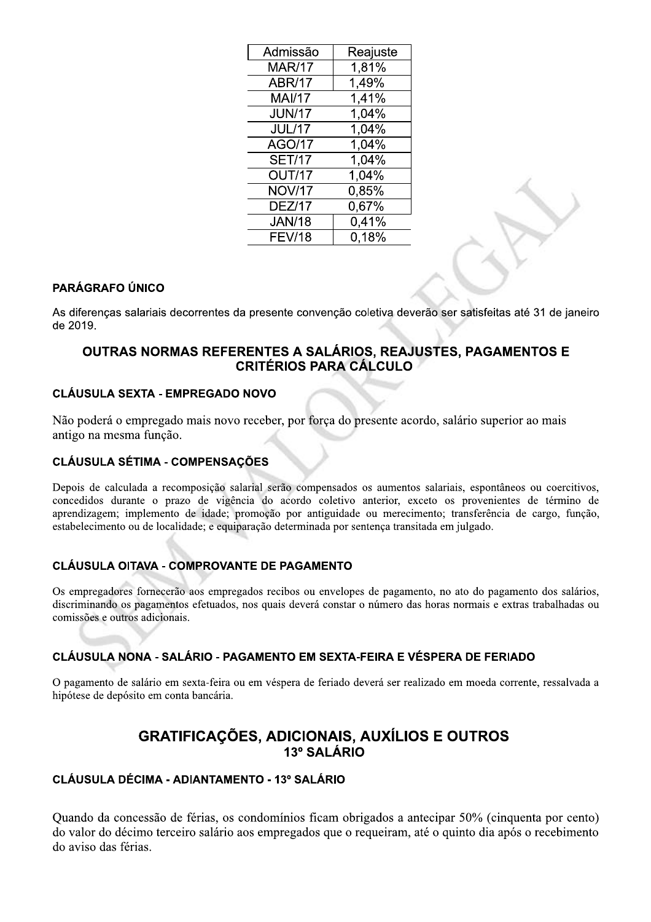| Admissão | Reajuste |
| --- | --- |
| MAR/17 | 1,81% |
| ABR/17 | 1,49% |
| MAI/17 | 1,41% |
| JUN/17 | 1,04% |
| JUL/17 | 1,04% |
| AGO/17 | 1,04% |
| SET/17 | 1,04% |
| OUT/17 | 1,04% |
| NOV/17 | 0,85% |
| DEZ/17 | 0,67% |
| JAN/18 | 0,41% |
| FEV/18 | 0,18% |

**PARÁGRAFO ÚNICO**

As diferenças salariais decorrentes da presente convenção coletiva deverão ser satisfeitas até 31 de janeiro de 2019.

## OUTRAS NORMAS REFERENTES A SALÁRIOS, REAJUSTES, PAGAMENTOS E CRITÉRIOS PARA CÁLCULO

**CLÁUSULA SEXTA - EMPREGADO NOVO**

Não poderá o empregado mais novo receber, por força do presente acordo, salário superior ao mais antigo na mesma função.

**CLÁUSULA SÉTIMA - COMPENSAÇÕES**

Depois de calculada a recomposição salarial serão compensados os aumentos salariais, espontâneos ou coercitivos, concedidos durante o prazo de vigência do acordo coletivo anterior, exceto os provenientes de término de aprendizagem; implemento de idade; promoção por antiguidade ou merecimento; transferência de cargo, função, estabelecimento ou de localidade; e equiparação determinada por sentença transitada em julgado.

**CLÁUSULA OITAVA - COMPROVANTE DE PAGAMENTO**

Os empregadores fornecerão aos empregados recibos ou envelopes de pagamento, no ato do pagamento dos salários, discriminando os pagamentos efetuados, nos quais deverá constar o número das horas normais e extras trabalhadas ou comissões e outros adicionais.

**CLÁUSULA NONA - SALÁRIO - PAGAMENTO EM SEXTA-FEIRA E VÉSPERA DE FERIADO**

O pagamento de salário em sexta-feira ou em véspera de feriado deverá ser realizado em moeda corrente, ressalvada a hipótese de depósito em conta bancária.

## GRATIFICAÇÕES, ADICIONAIS, AUXÍLIOS E OUTROS

### 13º SALÁRIO

**CLÁUSULA DÉCIMA - ADIANTAMENTO - 13º SALÁRIO**

Quando da concessão de férias, os condomínios ficam obrigados a antecipar 50% (cinquenta por cento) do valor do décimo terceiro salário aos empregados que o requeiram, até o quinto dia após o recebimento do aviso das férias.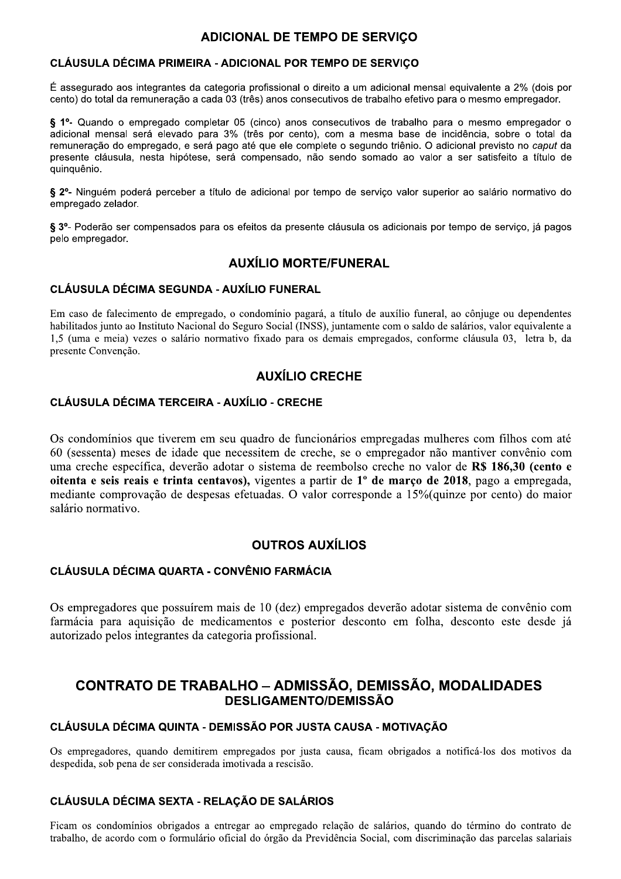## ADICIONAL DE TEMPO DE SERVIÇO

### CLÁUSULA DÉCIMA PRIMEIRA - ADICIONAL POR TEMPO DE SERVIÇO

É assegurado aos integrantes da categoria profissional o direito a um adicional mensal equivalente a 2% (dois por cento) do total da remuneração a cada 03 (três) anos consecutivos de trabalho efetivo para o mesmo empregador.

**§ 1º**- Quando o empregado completar 05 (cinco) anos consecutivos de trabalho para o mesmo empregador o adicional mensal será elevado para 3% (três por cento), com a mesma base de incidência, sobre o total da remuneração do empregado, e será pago até que ele complete o segundo triênio. O adicional previsto no *caput* da presente cláusula, nesta hipótese, será compensado, não sendo somado ao valor a ser satisfeito a título de quinquênio.

**§ 2º**- Ninguém poderá perceber a título de adicional por tempo de serviço valor superior ao salário normativo do empregado zelador.

**§ 3º**- Poderão ser compensados para os efeitos da presente cláusula os adicionais por tempo de serviço, já pagos pelo empregador.

## AUXÍLIO MORTE/FUNERAL

### CLÁUSULA DÉCIMA SEGUNDA - AUXÍLIO FUNERAL

Em caso de falecimento de empregado, o condomínio pagará, a título de auxílio funeral, ao cônjuge ou dependentes habilitados junto ao Instituto Nacional do Seguro Social (INSS), juntamente com o saldo de salários, valor equivalente a 1,5 (uma e meia) vezes o salário normativo fixado para os demais empregados, conforme cláusula 03, letra b, da presente Convenção.

## AUXÍLIO CRECHE

### CLÁUSULA DÉCIMA TERCEIRA - AUXÍLIO - CRECHE

Os condomínios que tiverem em seu quadro de funcionários empregadas mulheres com filhos com até 60 (sessenta) meses de idade que necessitem de creche, se o empregador não mantiver convênio com uma creche específica, deverão adotar o sistema de reembolso creche no valor de **R$ 186,30 (cento e oitenta e seis reais e trinta centavos),** vigentes a partir de **1º de março de 2018**, pago a empregada, mediante comprovação de despesas efetuadas. O valor corresponde a 15%(quinze por cento) do maior salário normativo.

## OUTROS AUXÍLIOS

### CLÁUSULA DÉCIMA QUARTA - CONVÊNIO FARMÁCIA

Os empregadores que possuírem mais de 10 (dez) empregados deverão adotar sistema de convênio com farmácia para aquisição de medicamentos e posterior desconto em folha, desconto este desde já autorizado pelos integrantes da categoria profissional.

## CONTRATO DE TRABALHO – ADMISSÃO, DEMISSÃO, MODALIDADES

## DESLIGAMENTO/DEMISSÃO

### CLÁUSULA DÉCIMA QUINTA - DEMISSÃO POR JUSTA CAUSA - MOTIVAÇÃO

Os empregadores, quando demitirem empregados por justa causa, ficam obrigados a notificá-los dos motivos da despedida, sob pena de ser considerada imotivada a rescisão.

### CLÁUSULA DÉCIMA SEXTA - RELAÇÃO DE SALÁRIOS

Ficam os condomínios obrigados a entregar ao empregado relação de salários, quando do término do contrato de trabalho, de acordo com o formulário oficial do órgão da Previdência Social, com discriminação das parcelas salariais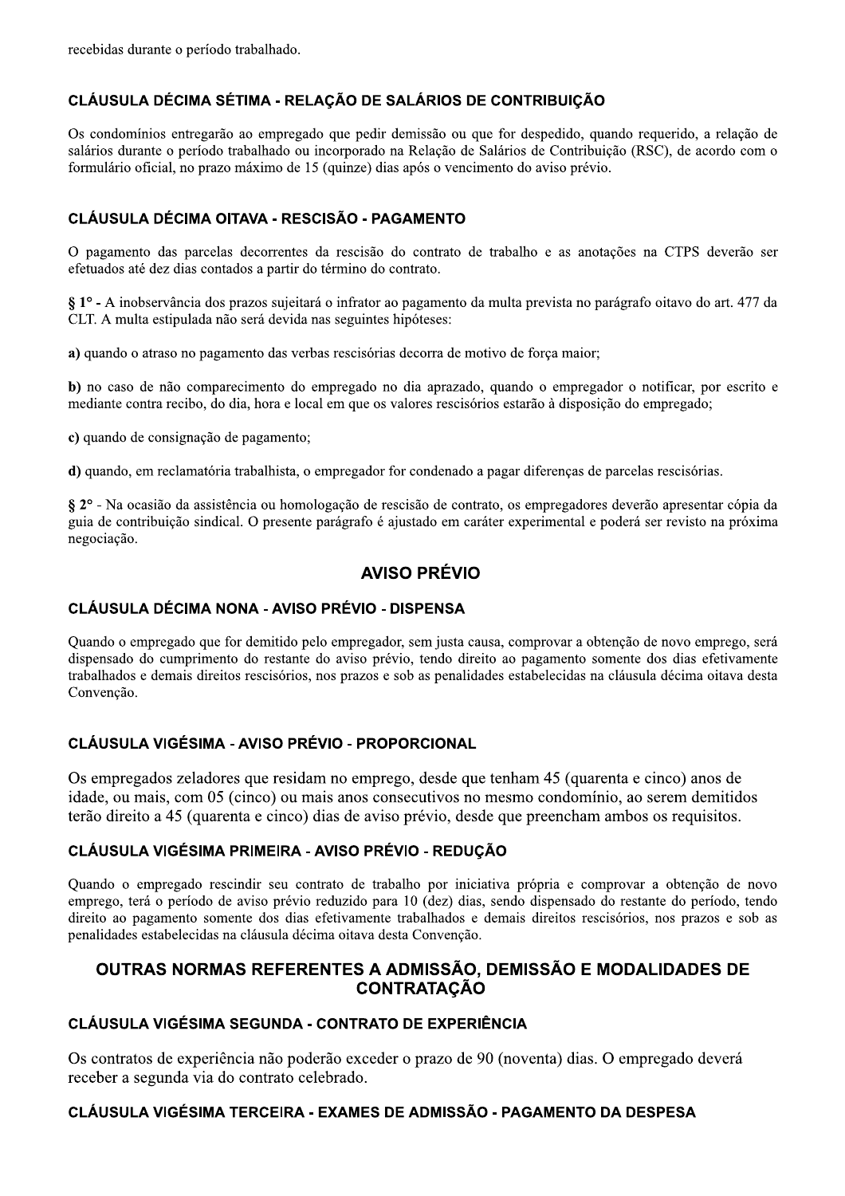recebidas durante o período trabalhado.

### CLÁUSULA DÉCIMA SÉTIMA - RELAÇÃO DE SALÁRIOS DE CONTRIBUIÇÃO

Os condomínios entregarão ao empregado que pedir demissão ou que for despedido, quando requerido, a relação de salários durante o período trabalhado ou incorporado na Relação de Salários de Contribuição (RSC), de acordo com o formulário oficial, no prazo máximo de 15 (quinze) dias após o vencimento do aviso prévio.

### CLÁUSULA DÉCIMA OITAVA - RESCISÃO - PAGAMENTO

O pagamento das parcelas decorrentes da rescisão do contrato de trabalho e as anotações na CTPS deverão ser efetuados até dez dias contados a partir do término do contrato.

**§ 1°** - A inobservância dos prazos sujeitará o infrator ao pagamento da multa prevista no parágrafo oitavo do art. 477 da CLT. A multa estipulada não será devida nas seguintes hipóteses:

**a)** quando o atraso no pagamento das verbas rescisórias decorra de motivo de força maior;

**b)** no caso de não comparecimento do empregado no dia aprazado, quando o empregador o notificar, por escrito e mediante contra recibo, do dia, hora e local em que os valores rescisórios estarão à disposição do empregado;

**c)** quando de consignação de pagamento;

**d)** quando, em reclamatória trabalhista, o empregador for condenado a pagar diferenças de parcelas rescisórias.

**§ 2°** - Na ocasião da assistência ou homologação de rescisão de contrato, os empregadores deverão apresentar cópia da guia de contribuição sindical. O presente parágrafo é ajustado em caráter experimental e poderá ser revisto na próxima negociação.

## AVISO PRÉVIO

### CLÁUSULA DÉCIMA NONA - AVISO PRÉVIO - DISPENSA

Quando o empregado que for demitido pelo empregador, sem justa causa, comprovar a obtenção de novo emprego, será dispensado do cumprimento do restante do aviso prévio, tendo direito ao pagamento somente dos dias efetivamente trabalhados e demais direitos rescisórios, nos prazos e sob as penalidades estabelecidas na cláusula décima oitava desta Convenção.

### CLÁUSULA VIGÉSIMA - AVISO PRÉVIO - PROPORCIONAL

Os empregados zeladores que residam no emprego, desde que tenham 45 (quarenta e cinco) anos de idade, ou mais, com 05 (cinco) ou mais anos consecutivos no mesmo condomínio, ao serem demitidos terão direito a 45 (quarenta e cinco) dias de aviso prévio, desde que preencham ambos os requisitos.

### CLÁUSULA VIGÉSIMA PRIMEIRA - AVISO PRÉVIO - REDUÇÃO

Quando o empregado rescindir seu contrato de trabalho por iniciativa própria e comprovar a obtenção de novo emprego, terá o período de aviso prévio reduzido para 10 (dez) dias, sendo dispensado do restante do período, tendo direito ao pagamento somente dos dias efetivamente trabalhados e demais direitos rescisórios, nos prazos e sob as penalidades estabelecidas na cláusula décima oitava desta Convenção.

## OUTRAS NORMAS REFERENTES A ADMISSÃO, DEMISSÃO E MODALIDADES DE CONTRATAÇÃO

### CLÁUSULA VIGÉSIMA SEGUNDA - CONTRATO DE EXPERIÊNCIA

Os contratos de experiência não poderão exceder o prazo de 90 (noventa) dias. O empregado deverá receber a segunda via do contrato celebrado.

### CLÁUSULA VIGÉSIMA TERCEIRA - EXAMES DE ADMISSÃO - PAGAMENTO DA DESPESA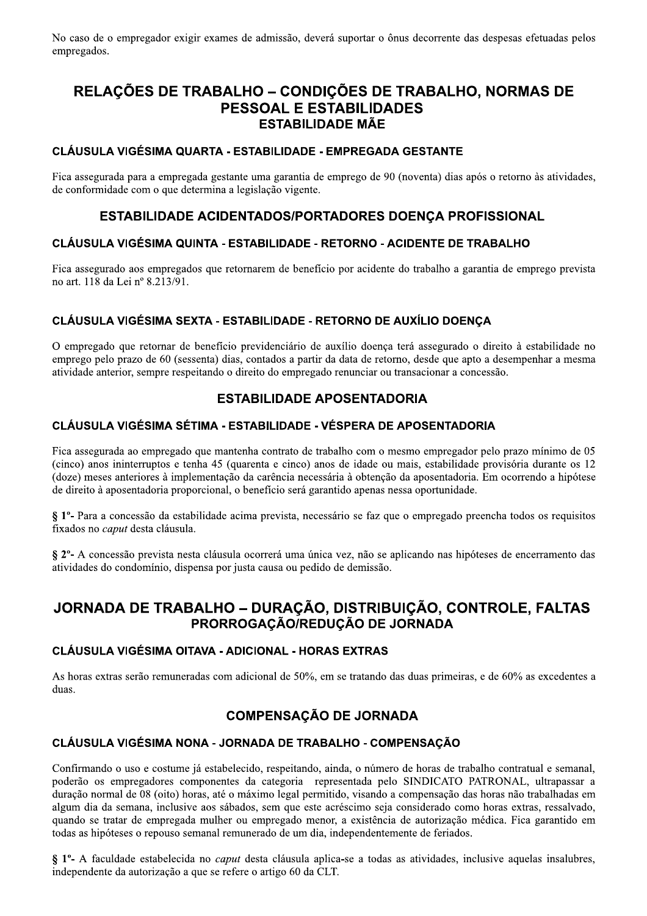No caso de o empregador exigir exames de admissão, deverá suportar o ônus decorrente das despesas efetuadas pelos empregados.

## RELAÇÕES DE TRABALHO – CONDIÇÕES DE TRABALHO, NORMAS DE PESSOAL E ESTABILIDADES

### ESTABILIDADE MÃE

#### CLÁUSULA VIGÉSIMA QUARTA - ESTABILIDADE - EMPREGADA GESTANTE

Fica assegurada para a empregada gestante uma garantia de emprego de 90 (noventa) dias após o retorno às atividades, de conformidade com o que determina a legislação vigente.

### ESTABILIDADE ACIDENTADOS/PORTADORES DOENÇA PROFISSIONAL

#### CLÁUSULA VIGÉSIMA QUINTA - ESTABILIDADE - RETORNO - ACIDENTE DE TRABALHO

Fica assegurado aos empregados que retornarem de benefício por acidente do trabalho a garantia de emprego prevista no art. 118 da Lei nº 8.213/91.

#### CLÁUSULA VIGÉSIMA SEXTA - ESTABILIDADE - RETORNO DE AUXÍLIO DOENÇA

O empregado que retornar de benefício previdenciário de auxílio doença terá assegurado o direito à estabilidade no emprego pelo prazo de 60 (sessenta) dias, contados a partir da data de retorno, desde que apto a desempenhar a mesma atividade anterior, sempre respeitando o direito do empregado renunciar ou transacionar a concessão.

### ESTABILIDADE APOSENTADORIA

#### CLÁUSULA VIGÉSIMA SÉTIMA - ESTABILIDADE - VÉSPERA DE APOSENTADORIA

Fica assegurada ao empregado que mantenha contrato de trabalho com o mesmo empregador pelo prazo mínimo de 05 (cinco) anos ininterruptos e tenha 45 (quarenta e cinco) anos de idade ou mais, estabilidade provisória durante os 12 (doze) meses anteriores à implementação da carência necessária à obtenção da aposentadoria. Em ocorrendo a hipótese de direito à aposentadoria proporcional, o benefício será garantido apenas nessa oportunidade.

**§ 1º**- Para a concessão da estabilidade acima prevista, necessário se faz que o empregado preencha todos os requisitos fixados no *caput* desta cláusula.

**§ 2º**- A concessão prevista nesta cláusula ocorrerá uma única vez, não se aplicando nas hipóteses de encerramento das atividades do condomínio, dispensa por justa causa ou pedido de demissão.

## JORNADA DE TRABALHO – DURAÇÃO, DISTRIBUIÇÃO, CONTROLE, FALTAS

### PRORROGAÇÃO/REDUÇÃO DE JORNADA

#### CLÁUSULA VIGÉSIMA OITAVA - ADICIONAL - HORAS EXTRAS

As horas extras serão remuneradas com adicional de 50%, em se tratando das duas primeiras, e de 60% as excedentes a duas.

### COMPENSAÇÃO DE JORNADA

#### CLÁUSULA VIGÉSIMA NONA - JORNADA DE TRABALHO - COMPENSAÇÃO

Confirmando o uso e costume já estabelecido, respeitando, ainda, o número de horas de trabalho contratual e semanal, poderão os empregadores componentes da categoria representada pelo SINDICATO PATRONAL, ultrapassar a duração normal de 08 (oito) horas, até o máximo legal permitido, visando a compensação das horas não trabalhadas em algum dia da semana, inclusive aos sábados, sem que este acréscimo seja considerado como horas extras, ressalvado, quando se tratar de empregada mulher ou empregado menor, a existência de autorização médica. Fica garantido em todas as hipóteses o repouso semanal remunerado de um dia, independentemente de feriados.

**§ 1º**- A faculdade estabelecida no *caput* desta cláusula aplica-se a todas as atividades, inclusive aquelas insalubres, independente da autorização a que se refere o artigo 60 da CLT.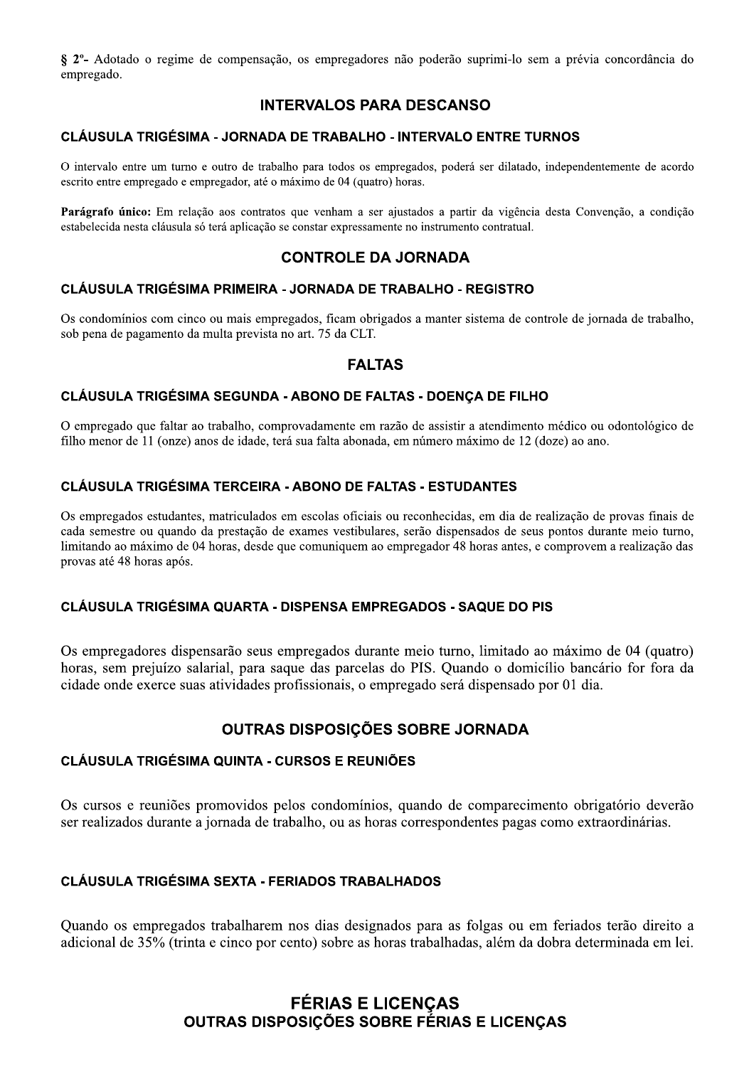**§ 2º-** Adotado o regime de compensação, os empregadores não poderão suprimi-lo sem a prévia concordância do empregado.

## INTERVALOS PARA DESCANSO

### CLÁUSULA TRIGÉSIMA - JORNADA DE TRABALHO - INTERVALO ENTRE TURNOS

O intervalo entre um turno e outro de trabalho para todos os empregados, poderá ser dilatado, independentemente de acordo escrito entre empregado e empregador, até o máximo de 04 (quatro) horas.

**Parágrafo único:** Em relação aos contratos que venham a ser ajustados a partir da vigência desta Convenção, a condição estabelecida nesta cláusula só terá aplicação se constar expressamente no instrumento contratual.

## CONTROLE DA JORNADA

### CLÁUSULA TRIGÉSIMA PRIMEIRA - JORNADA DE TRABALHO - REGISTRO

Os condomínios com cinco ou mais empregados, ficam obrigados a manter sistema de controle de jornada de trabalho, sob pena de pagamento da multa prevista no art. 75 da CLT.

## FALTAS

### CLÁUSULA TRIGÉSIMA SEGUNDA - ABONO DE FALTAS - DOENÇA DE FILHO

O empregado que faltar ao trabalho, comprovadamente em razão de assistir a atendimento médico ou odontológico de filho menor de 11 (onze) anos de idade, terá sua falta abonada, em número máximo de 12 (doze) ao ano.

### CLÁUSULA TRIGÉSIMA TERCEIRA - ABONO DE FALTAS - ESTUDANTES

Os empregados estudantes, matriculados em escolas oficiais ou reconhecidas, em dia de realização de provas finais de cada semestre ou quando da prestação de exames vestibulares, serão dispensados de seus pontos durante meio turno, limitando ao máximo de 04 horas, desde que comuniquem ao empregador 48 horas antes, e comprovem a realização das provas até 48 horas após.

### CLÁUSULA TRIGÉSIMA QUARTA - DISPENSA EMPREGADOS - SAQUE DO PIS

Os empregadores dispensarão seus empregados durante meio turno, limitado ao máximo de 04 (quatro) horas, sem prejuízo salarial, para saque das parcelas do PIS. Quando o domicílio bancário for fora da cidade onde exerce suas atividades profissionais, o empregado será dispensado por 01 dia.

## OUTRAS DISPOSIÇÕES SOBRE JORNADA

### CLÁUSULA TRIGÉSIMA QUINTA - CURSOS E REUNIÕES

Os cursos e reuniões promovidos pelos condomínios, quando de comparecimento obrigatório deverão ser realizados durante a jornada de trabalho, ou as horas correspondentes pagas como extraordinárias.

### CLÁUSULA TRIGÉSIMA SEXTA - FERIADOS TRABALHADOS

Quando os empregados trabalharem nos dias designados para as folgas ou em feriados terão direito a adicional de 35% (trinta e cinco por cento) sobre as horas trabalhadas, além da dobra determinada em lei.

## FÉRIAS E LICENÇAS

## OUTRAS DISPOSIÇÕES SOBRE FÉRIAS E LICENÇAS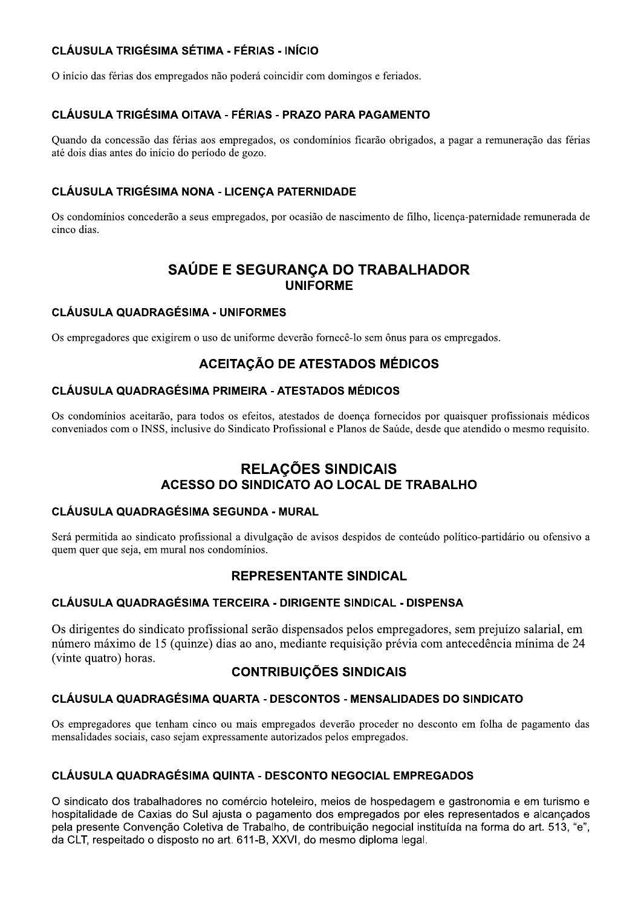### CLÁUSULA TRIGÉSIMA SÉTIMA - FÉRIAS - INÍCIO

O início das férias dos empregados não poderá coincidir com domingos e feriados.

### CLÁUSULA TRIGÉSIMA OITAVA - FÉRIAS - PRAZO PARA PAGAMENTO

Quando da concessão das férias aos empregados, os condomínios ficarão obrigados, a pagar a remuneração das férias até dois dias antes do início do período de gozo.

### CLÁUSULA TRIGÉSIMA NONA - LICENÇA PATERNIDADE

Os condomínios concederão a seus empregados, por ocasião de nascimento de filho, licença-paternidade remunerada de cinco dias.

## SAÚDE E SEGURANÇA DO TRABALHADOR

## UNIFORME

### CLÁUSULA QUADRAGÉSIMA - UNIFORMES

Os empregadores que exigirem o uso de uniforme deverão fornecê-lo sem ônus para os empregados.

## ACEITAÇÃO DE ATESTADOS MÉDICOS

### CLÁUSULA QUADRAGÉSIMA PRIMEIRA - ATESTADOS MÉDICOS

Os condomínios aceitarão, para todos os efeitos, atestados de doença fornecidos por quaisquer profissionais médicos conveniados com o INSS, inclusive do Sindicato Profissional e Planos de Saúde, desde que atendido o mesmo requisito.

## RELAÇÕES SINDICAIS

## ACESSO DO SINDICATO AO LOCAL DE TRABALHO

### CLÁUSULA QUADRAGÉSIMA SEGUNDA - MURAL

Será permitida ao sindicato profissional a divulgação de avisos despidos de conteúdo político-partidário ou ofensivo a quem quer que seja, em mural nos condomínios.

## REPRESENTANTE SINDICAL

### CLÁUSULA QUADRAGÉSIMA TERCEIRA - DIRIGENTE SINDICAL - DISPENSA

Os dirigentes do sindicato profissional serão dispensados pelos empregadores, sem prejuízo salarial, em número máximo de 15 (quinze) dias ao ano, mediante requisição prévia com antecedência mínima de 24 (vinte quatro) horas.

## CONTRIBUIÇÕES SINDICAIS

### CLÁUSULA QUADRAGÉSIMA QUARTA - DESCONTOS - MENSALIDADES DO SINDICATO

Os empregadores que tenham cinco ou mais empregados deverão proceder no desconto em folha de pagamento das mensalidades sociais, caso sejam expressamente autorizados pelos empregados.

### CLÁUSULA QUADRAGÉSIMA QUINTA - DESCONTO NEGOCIAL EMPREGADOS

O sindicato dos trabalhadores no comércio hoteleiro, meios de hospedagem e gastronomia e em turismo e hospitalidade de Caxias do Sul ajusta o pagamento dos empregados por eles representados e alcançados pela presente Convenção Coletiva de Trabalho, de contribuição negocial instituída na forma do art. 513, "e", da CLT, respeitado o disposto no art. 611-B, XXVI, do mesmo diploma legal.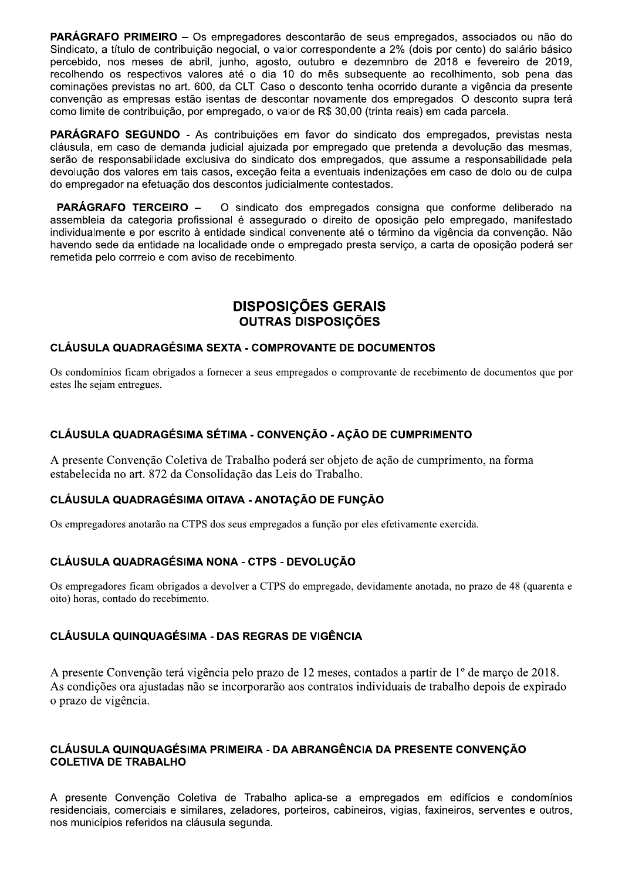**PARÁGRAFO PRIMEIRO –** Os empregadores descontarão de seus empregados, associados ou não do Sindicato, a título de contribuição negocial, o valor correspondente a 2% (dois por cento) do salário básico percebido, nos meses de abril, junho, agosto, outubro e dezemnbro de 2018 e fevereiro de 2019, recolhendo os respectivos valores até o dia 10 do mês subsequente ao recolhimento, sob pena das cominações previstas no art. 600, da CLT. Caso o desconto tenha ocorrido durante a vigência da presente convenção as empresas estão isentas de descontar novamente dos empregados. O desconto supra terá como limite de contribuição, por empregado, o valor de R$ 30,00 (trinta reais) em cada parcela.

**PARÁGRAFO SEGUNDO** - As contribuições em favor do sindicato dos empregados, previstas nesta cláusula, em caso de demanda judicial ajuizada por empregado que pretenda a devolução das mesmas, serão de responsabilidade exclusiva do sindicato dos empregados, que assume a responsabilidade pela devolução dos valores em tais casos, exceção feita a eventuais indenizações em caso de dolo ou de culpa do empregador na efetuação dos descontos judicialmente contestados.

**PARÁGRAFO TERCEIRO –** O sindicato dos empregados consigna que conforme deliberado na assembleia da categoria profissional é assegurado o direito de oposição pelo empregado, manifestado individualmente e por escrito à entidade sindical convenente até o término da vigência da convenção. Não havendo sede da entidade na localidade onde o empregado presta serviço, a carta de oposição poderá ser remetida pelo corrreio e com aviso de recebimento.

## DISPOSIÇÕES GERAIS

### OUTRAS DISPOSIÇÕES

#### CLÁUSULA QUADRAGÉSIMA SEXTA - COMPROVANTE DE DOCUMENTOS

Os condomínios ficam obrigados a fornecer a seus empregados o comprovante de recebimento de documentos que por estes lhe sejam entregues.

#### CLÁUSULA QUADRAGÉSIMA SÉTIMA - CONVENÇÃO - AÇÃO DE CUMPRIMENTO

A presente Convenção Coletiva de Trabalho poderá ser objeto de ação de cumprimento, na forma estabelecida no art. 872 da Consolidação das Leis do Trabalho.

#### CLÁUSULA QUADRAGÉSIMA OITAVA - ANOTAÇÃO DE FUNÇÃO

Os empregadores anotarão na CTPS dos seus empregados a função por eles efetivamente exercida.

#### CLÁUSULA QUADRAGÉSIMA NONA - CTPS - DEVOLUÇÃO

Os empregadores ficam obrigados a devolver a CTPS do empregado, devidamente anotada, no prazo de 48 (quarenta e oito) horas, contado do recebimento.

#### CLÁUSULA QUINQUAGÉSIMA - DAS REGRAS DE VIGÊNCIA

A presente Convenção terá vigência pelo prazo de 12 meses, contados a partir de 1º de março de 2018. As condições ora ajustadas não se incorporarão aos contratos individuais de trabalho depois de expirado o prazo de vigência.

#### CLÁUSULA QUINQUAGÉSIMA PRIMEIRA - DA ABRANGÊNCIA DA PRESENTE CONVENÇÃO COLETIVA DE TRABALHO

A presente Convenção Coletiva de Trabalho aplica-se a empregados em edifícios e condomínios residenciais, comerciais e similares, zeladores, porteiros, cabineiros, vigias, faxineiros, serventes e outros, nos municípios referidos na cláusula segunda.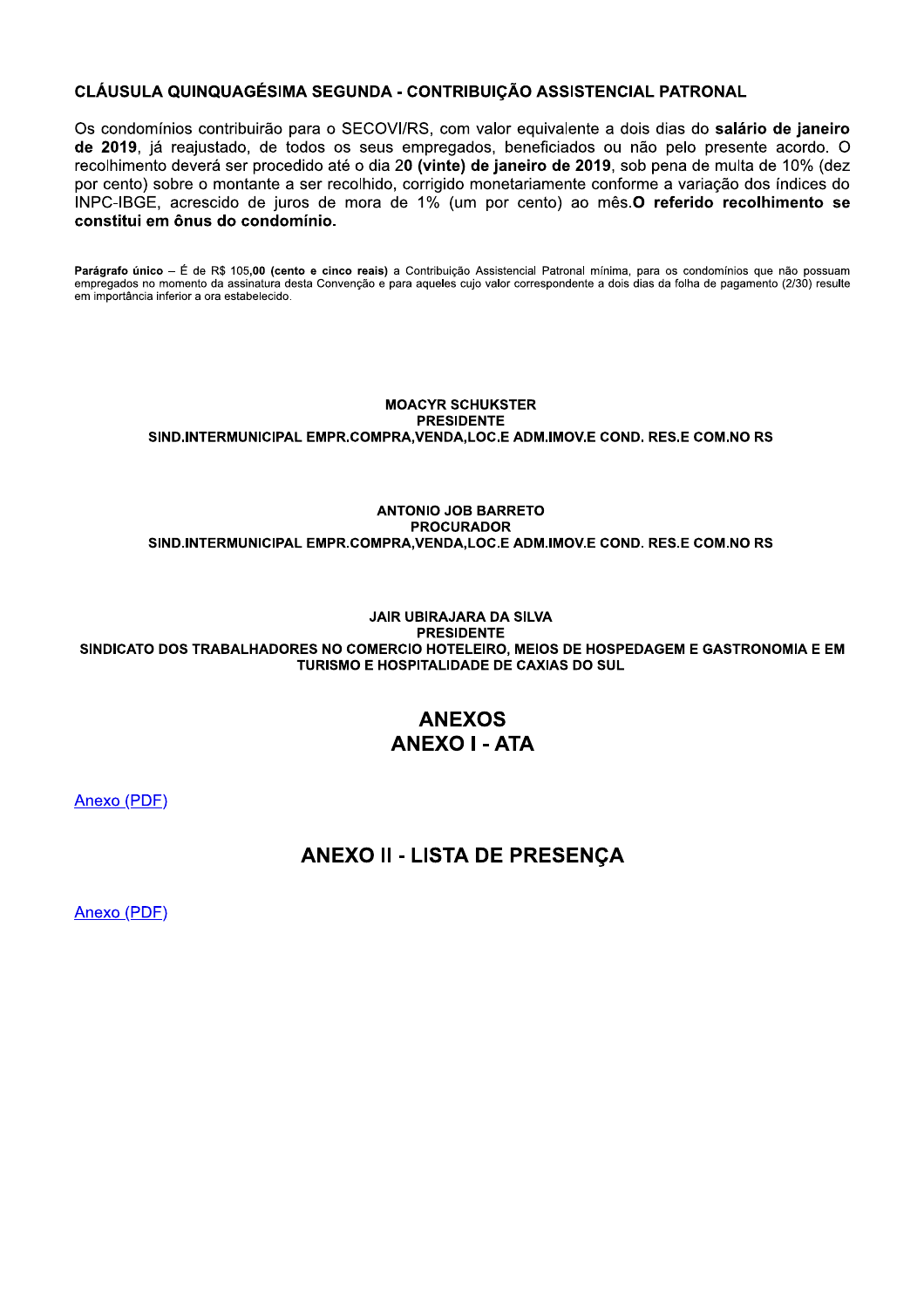### CLÁUSULA QUINQUAGÉSIMA SEGUNDA - CONTRIBUIÇÃO ASSISTENCIAL PATRONAL

Os condomínios contribuirão para o SECOVI/RS, com valor equivalente a dois dias do **salário de janeiro de 2019**, já reajustado, de todos os seus empregados, beneficiados ou não pelo presente acordo. O recolhimento deverá ser procedido até o dia 2**0 (vinte) de janeiro de 2019**, sob pena de multa de 10% (dez por cento) sobre o montante a ser recolhido, corrigido monetariamente conforme a variação dos índices do INPC-IBGE, acrescido de juros de mora de 1% (um por cento) ao mês.**O referido recolhimento se constitui em ônus do condomínio.**

**Parágrafo único** – É de R$ 105**,00 (cento e cinco reais)** a Contribuição Assistencial Patronal mínima, para os condomínios que não possuam empregados no momento da assinatura desta Convenção e para aqueles cujo valor correspondente a dois dias da folha de pagamento (2/30) resulte em importância inferior a ora estabelecido.

**MOACYR SCHUKSTER**
**PRESIDENTE**
**SIND.INTERMUNICIPAL EMPR.COMPRA,VENDA,LOC.E ADM.IMOV.E COND. RES.E COM.NO RS**

**ANTONIO JOB BARRETO**
**PROCURADOR**
**SIND.INTERMUNICIPAL EMPR.COMPRA,VENDA,LOC.E ADM.IMOV.E COND. RES.E COM.NO RS**

**JAIR UBIRAJARA DA SILVA**
**PRESIDENTE**
**SINDICATO DOS TRABALHADORES NO COMERCIO HOTELEIRO, MEIOS DE HOSPEDAGEM E GASTRONOMIA E EM TURISMO E HOSPITALIDADE DE CAXIAS DO SUL**

## ANEXOS
## ANEXO I - ATA

Anexo (PDF)

## ANEXO II - LISTA DE PRESENÇA

Anexo (PDF)